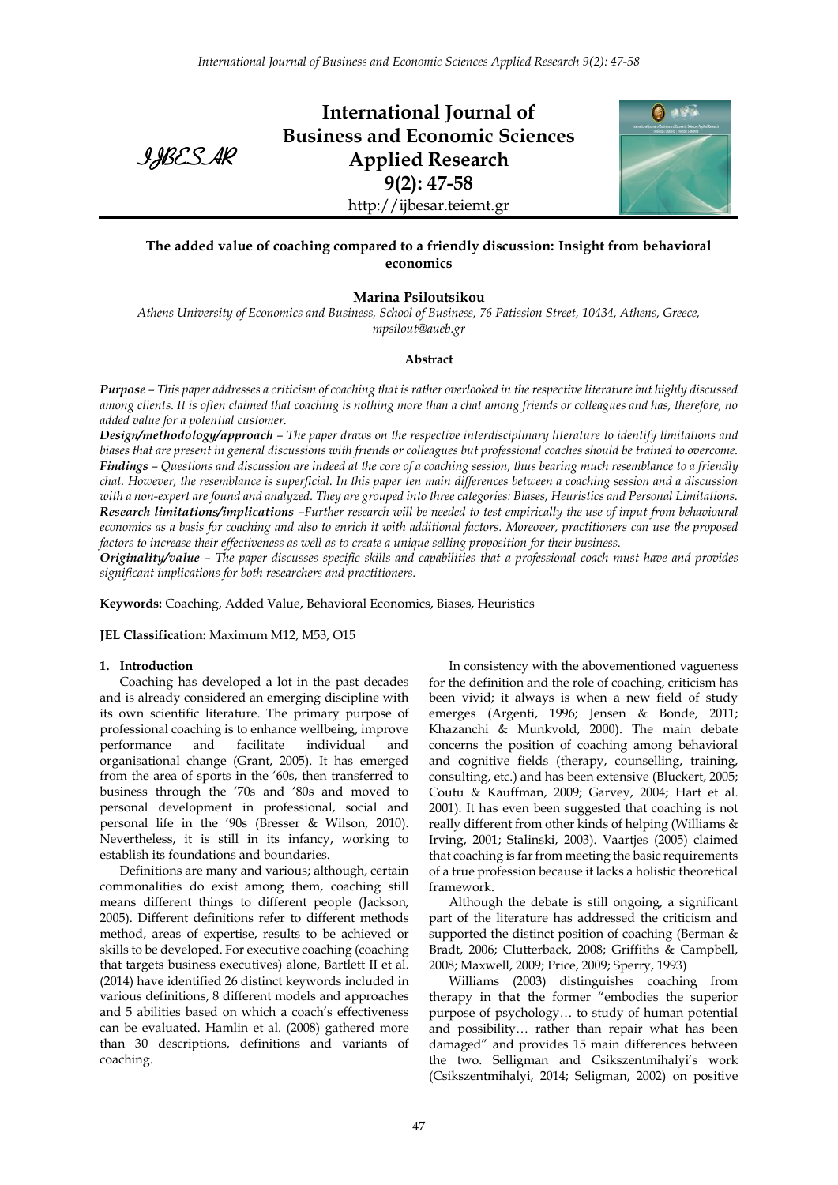# International Journal of Business and Economic Sciences Applied Research

**9(2): 47-58**

http://ijbesar.teiemt.gr

## The added value of coaching compared to a friendly discussion: Insight from behavioral economics

**Marina Psiloutsikou**

*Athens University of Economics and Business, School of Business, 76 Patission Street, 10434, Athens, Greece, mpsilout@aueb.gr*

### Abstract

***Purpose*** *– This paper addresses a criticism of coaching that is rather overlooked in the respective literature but highly discussed among clients. It is often claimed that coaching is nothing more than a chat among friends or colleagues and has, therefore, no added value for a potential customer.*

***Design/methodology/approach*** *– The paper draws on the respective interdisciplinary literature to identify limitations and biases that are present in general discussions with friends or colleagues but professional coaches should be trained to overcome.*

***Findings*** *– Questions and discussion are indeed at the core of a coaching session, thus bearing much resemblance to a friendly chat. However, the resemblance is superficial. In this paper ten main differences between a coaching session and a discussion with a non-expert are found and analyzed. They are grouped into three categories: Biases, Heuristics and Personal Limitations.*

***Research limitations/implications*** *–Further research will be needed to test empirically the use of input from behavioural economics as a basis for coaching and also to enrich it with additional factors. Moreover, practitioners can use the proposed factors to increase their effectiveness as well as to create a unique selling proposition for their business.*

***Originality/value*** *– The paper discusses specific skills and capabilities that a professional coach must have and provides significant implications for both researchers and practitioners.*

**Keywords:** Coaching, Added Value, Behavioral Economics, Biases, Heuristics

**JEL Classification:** Maximum M12, M53, O15

## 1. Introduction

Coaching has developed a lot in the past decades and is already considered an emerging discipline with its own scientific literature. The primary purpose of professional coaching is to enhance wellbeing, improve performance and facilitate individual and organisational change (Grant, 2005). It has emerged from the area of sports in the '60s, then transferred to business through the '70s and '80s and moved to personal development in professional, social and personal life in the '90s (Bresser & Wilson, 2010). Nevertheless, it is still in its infancy, working to establish its foundations and boundaries.

Definitions are many and various; although, certain commonalities do exist among them, coaching still means different things to different people (Jackson, 2005). Different definitions refer to different methods method, areas of expertise, results to be achieved or skills to be developed. For executive coaching (coaching that targets business executives) alone, Bartlett II et al. (2014) have identified 26 distinct keywords included in various definitions, 8 different models and approaches and 5 abilities based on which a coach's effectiveness can be evaluated. Hamlin et al. (2008) gathered more than 30 descriptions, definitions and variants of coaching.

In consistency with the abovementioned vagueness for the definition and the role of coaching, criticism has been vivid; it always is when a new field of study emerges (Argenti, 1996; Jensen & Bonde, 2011; Khazanchi & Munkvold, 2000). The main debate concerns the position of coaching among behavioral and cognitive fields (therapy, counselling, training, consulting, etc.) and has been extensive (Bluckert, 2005; Coutu & Kauffman, 2009; Garvey, 2004; Hart et al. 2001). It has even been suggested that coaching is not really different from other kinds of helping (Williams & Irving, 2001; Stalinski, 2003). Vaartjes (2005) claimed that coaching is far from meeting the basic requirements of a true profession because it lacks a holistic theoretical framework.

Although the debate is still ongoing, a significant part of the literature has addressed the criticism and supported the distinct position of coaching (Berman & Bradt, 2006; Clutterback, 2008; Griffiths & Campbell, 2008; Maxwell, 2009; Price, 2009; Sperry, 1993)

Williams (2003) distinguishes coaching from therapy in that the former "embodies the superior purpose of psychology… to study of human potential and possibility… rather than repair what has been damaged" and provides 15 main differences between the two. Selligman and Csikszentmihalyi's work (Csikszentmihalyi, 2014; Seligman, 2002) on positive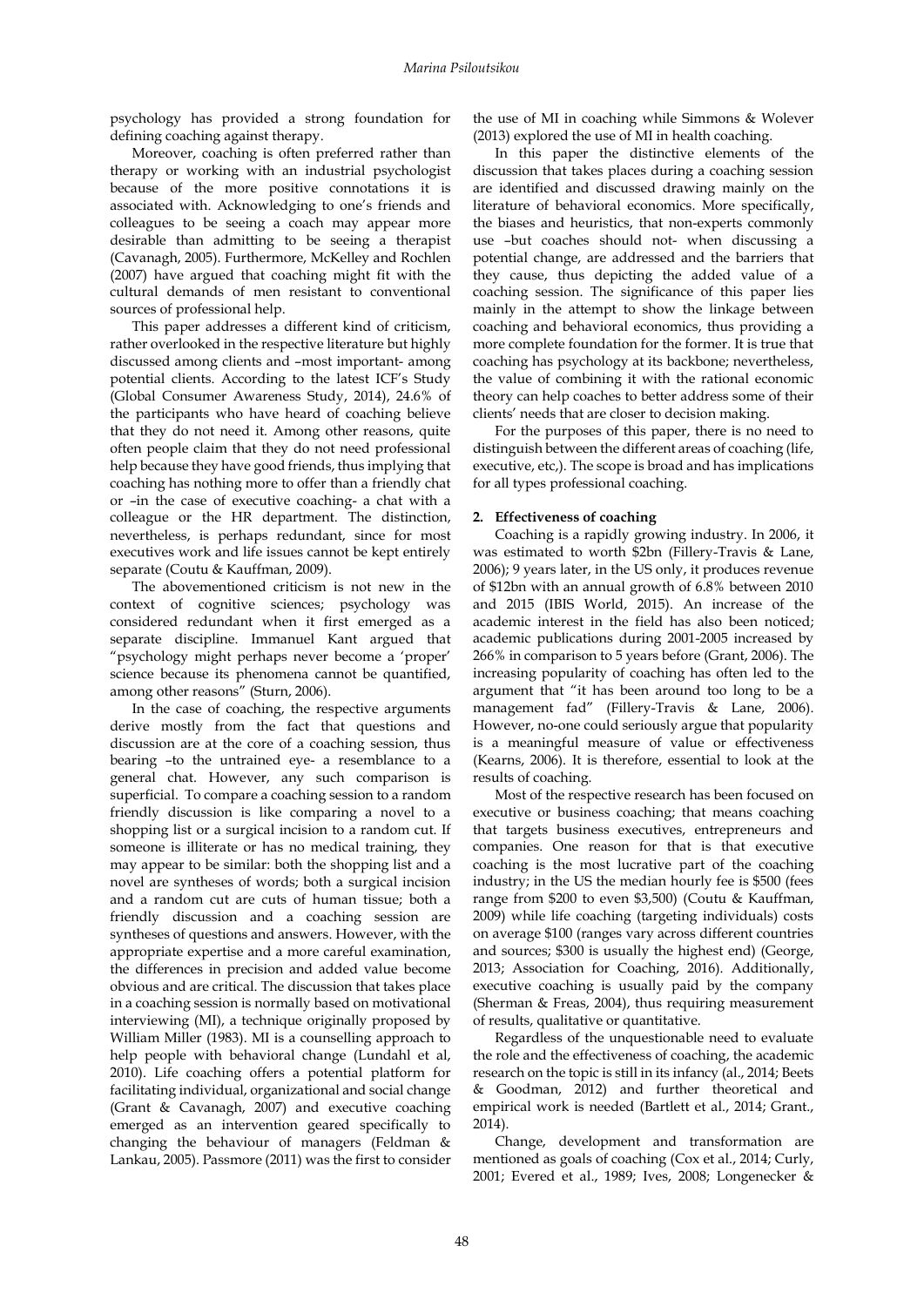psychology has provided a strong foundation for defining coaching against therapy.

Moreover, coaching is often preferred rather than therapy or working with an industrial psychologist because of the more positive connotations it is associated with. Acknowledging to one's friends and colleagues to be seeing a coach may appear more desirable than admitting to be seeing a therapist (Cavanagh, 2005). Furthermore, McKelley and Rochlen (2007) have argued that coaching might fit with the cultural demands of men resistant to conventional sources of professional help.

This paper addresses a different kind of criticism, rather overlooked in the respective literature but highly discussed among clients and –most important- among potential clients. According to the latest ICF's Study (Global Consumer Awareness Study, 2014), 24.6% of the participants who have heard of coaching believe that they do not need it. Among other reasons, quite often people claim that they do not need professional help because they have good friends, thus implying that coaching has nothing more to offer than a friendly chat or –in the case of executive coaching- a chat with a colleague or the HR department. The distinction, nevertheless, is perhaps redundant, since for most executives work and life issues cannot be kept entirely separate (Coutu & Kauffman, 2009).

The abovementioned criticism is not new in the context of cognitive sciences; psychology was considered redundant when it first emerged as a separate discipline. Immanuel Kant argued that "psychology might perhaps never become a 'proper' science because its phenomena cannot be quantified, among other reasons" (Sturn, 2006).

In the case of coaching, the respective arguments derive mostly from the fact that questions and discussion are at the core of a coaching session, thus bearing –to the untrained eye- a resemblance to a general chat. However, any such comparison is superficial. To compare a coaching session to a random friendly discussion is like comparing a novel to a shopping list or a surgical incision to a random cut. If someone is illiterate or has no medical training, they may appear to be similar: both the shopping list and a novel are syntheses of words; both a surgical incision and a random cut are cuts of human tissue; both a friendly discussion and a coaching session are syntheses of questions and answers. However, with the appropriate expertise and a more careful examination, the differences in precision and added value become obvious and are critical. The discussion that takes place in a coaching session is normally based on motivational interviewing (MI), a technique originally proposed by William Miller (1983). MI is a counselling approach to help people with behavioral change (Lundahl et al, 2010). Life coaching offers a potential platform for facilitating individual, organizational and social change (Grant & Cavanagh, 2007) and executive coaching emerged as an intervention geared specifically to changing the behaviour of managers (Feldman & Lankau, 2005). Passmore (2011) was the first to consider the use of MI in coaching while Simmons & Wolever (2013) explored the use of MI in health coaching.

In this paper the distinctive elements of the discussion that takes places during a coaching session are identified and discussed drawing mainly on the literature of behavioral economics. More specifically, the biases and heuristics, that non-experts commonly use –but coaches should not- when discussing a potential change, are addressed and the barriers that they cause, thus depicting the added value of a coaching session. The significance of this paper lies mainly in the attempt to show the linkage between coaching and behavioral economics, thus providing a more complete foundation for the former. It is true that coaching has psychology at its backbone; nevertheless, the value of combining it with the rational economic theory can help coaches to better address some of their clients' needs that are closer to decision making.

For the purposes of this paper, there is no need to distinguish between the different areas of coaching (life, executive, etc,). The scope is broad and has implications for all types professional coaching.

## 2. Effectiveness of coaching

Coaching is a rapidly growing industry. In 2006, it was estimated to worth $2bn (Fillery-Travis & Lane, 2006); 9 years later, in the US only, it produces revenue of $12bn with an annual growth of 6.8% between 2010 and 2015 (IBIS World, 2015). An increase of the academic interest in the field has also been noticed; academic publications during 2001-2005 increased by 266% in comparison to 5 years before (Grant, 2006). The increasing popularity of coaching has often led to the argument that "it has been around too long to be a management fad" (Fillery-Travis & Lane, 2006). However, no-one could seriously argue that popularity is a meaningful measure of value or effectiveness (Kearns, 2006). It is therefore, essential to look at the results of coaching.

Most of the respective research has been focused on executive or business coaching; that means coaching that targets business executives, entrepreneurs and companies. One reason for that is that executive coaching is the most lucrative part of the coaching industry; in the US the median hourly fee is $500 (fees range from $200 to even $3,500) (Coutu & Kauffman, 2009) while life coaching (targeting individuals) costs on average $100 (ranges vary across different countries and sources; $300 is usually the highest end) (George, 2013; Association for Coaching, 2016). Additionally, executive coaching is usually paid by the company (Sherman & Freas, 2004), thus requiring measurement of results, qualitative or quantitative.

Regardless of the unquestionable need to evaluate the role and the effectiveness of coaching, the academic research on the topic is still in its infancy (al., 2014; Beets & Goodman, 2012) and further theoretical and empirical work is needed (Bartlett et al., 2014; Grant., 2014).

Change, development and transformation are mentioned as goals of coaching (Cox et al., 2014; Curly, 2001; Evered et al., 1989; Ives, 2008; Longenecker &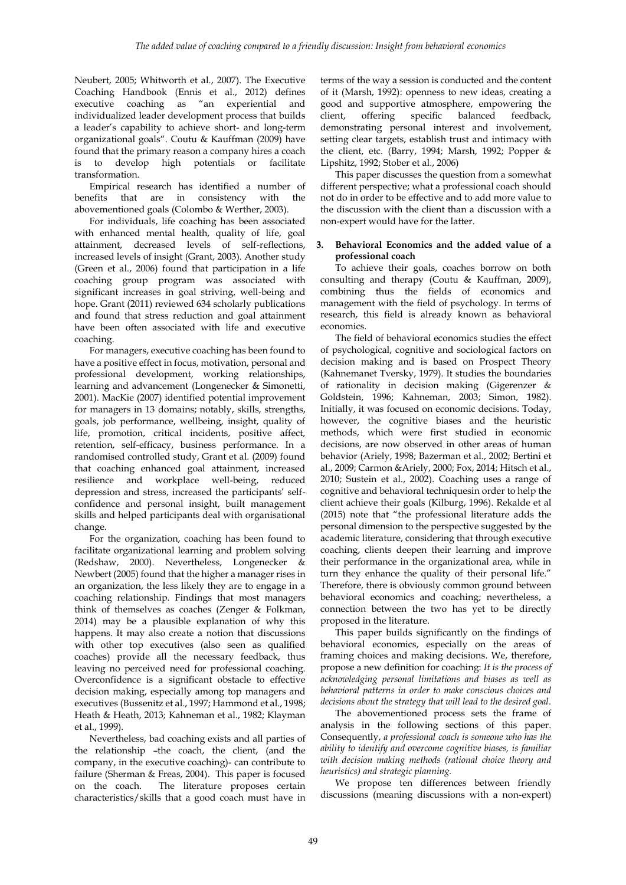Neubert, 2005; Whitworth et al., 2007). The Executive Coaching Handbook (Ennis et al., 2012) defines executive coaching as "an experiential and individualized leader development process that builds a leader's capability to achieve short- and long-term organizational goals". Coutu & Kauffman (2009) have found that the primary reason a company hires a coach is to develop high potentials or facilitate transformation.

Empirical research has identified a number of benefits that are in consistency with the abovementioned goals (Colombo & Werther, 2003).

For individuals, life coaching has been associated with enhanced mental health, quality of life, goal attainment, decreased levels of self-reflections, increased levels of insight (Grant, 2003). Another study (Green et al., 2006) found that participation in a life coaching group program was associated with significant increases in goal striving, well-being and hope. Grant (2011) reviewed 634 scholarly publications and found that stress reduction and goal attainment have been often associated with life and executive coaching.

For managers, executive coaching has been found to have a positive effect in focus, motivation, personal and professional development, working relationships, learning and advancement (Longenecker & Simonetti, 2001). MacKie (2007) identified potential improvement for managers in 13 domains; notably, skills, strengths, goals, job performance, wellbeing, insight, quality of life, promotion, critical incidents, positive affect, retention, self-efficacy, business performance. In a randomised controlled study, Grant et al. (2009) found that coaching enhanced goal attainment, increased resilience and workplace well-being, reduced depression and stress, increased the participants' self-confidence and personal insight, built management skills and helped participants deal with organisational change.

For the organization, coaching has been found to facilitate organizational learning and problem solving (Redshaw, 2000). Nevertheless, Longenecker & Newbert (2005) found that the higher a manager rises in an organization, the less likely they are to engage in a coaching relationship. Findings that most managers think of themselves as coaches (Zenger & Folkman, 2014) may be a plausible explanation of why this happens. It may also create a notion that discussions with other top executives (also seen as qualified coaches) provide all the necessary feedback, thus leaving no perceived need for professional coaching. Overconfidence is a significant obstacle to effective decision making, especially among top managers and executives (Bussenitz et al., 1997; Hammond et al., 1998; Heath & Heath, 2013; Kahneman et al., 1982; Klayman et al., 1999).

Nevertheless, bad coaching exists and all parties of the relationship –the coach, the client, (and the company, in the executive coaching)- can contribute to failure (Sherman & Freas, 2004). This paper is focused on the coach. The literature proposes certain characteristics/skills that a good coach must have in terms of the way a session is conducted and the content of it (Marsh, 1992): openness to new ideas, creating a good and supportive atmosphere, empowering the client, offering specific balanced feedback, demonstrating personal interest and involvement, setting clear targets, establish trust and intimacy with the client, etc. (Barry, 1994; Marsh, 1992; Popper & Lipshitz, 1992; Stober et al., 2006)

This paper discusses the question from a somewhat different perspective; what a professional coach should not do in order to be effective and to add more value to the discussion with the client than a discussion with a non-expert would have for the latter.

## 3. Behavioral Economics and the added value of a professional coach

To achieve their goals, coaches borrow on both consulting and therapy (Coutu & Kauffman, 2009), combining thus the fields of economics and management with the field of psychology. In terms of research, this field is already known as behavioral economics.

The field of behavioral economics studies the effect of psychological, cognitive and sociological factors on decision making and is based on Prospect Theory (Kahnemanet Tversky, 1979). It studies the boundaries of rationality in decision making (Gigerenzer & Goldstein, 1996; Kahneman, 2003; Simon, 1982). Initially, it was focused on economic decisions. Today, however, the cognitive biases and the heuristic methods, which were first studied in economic decisions, are now observed in other areas of human behavior (Ariely, 1998; Bazerman et al., 2002; Bertini et al., 2009; Carmon &Ariely, 2000; Fox, 2014; Hitsch et al., 2010; Sustein et al., 2002). Coaching uses a range of cognitive and behavioral techniquesin order to help the client achieve their goals (Kilburg, 1996). Rekalde et al (2015) note that "the professional literature adds the personal dimension to the perspective suggested by the academic literature, considering that through executive coaching, clients deepen their learning and improve their performance in the organizational area, while in turn they enhance the quality of their personal life." Therefore, there is obviously common ground between behavioral economics and coaching; nevertheless, a connection between the two has yet to be directly proposed in the literature.

This paper builds significantly on the findings of behavioral economics, especially on the areas of framing choices and making decisions. We, therefore, propose a new definition for coaching: *It is the process of acknowledging personal limitations and biases as well as behavioral patterns in order to make conscious choices and decisions about the strategy that will lead to the desired goal*.

The abovementioned process sets the frame of analysis in the following sections of this paper. Consequently, *a professional coach is someone who has the ability to identify and overcome cognitive biases, is familiar with decision making methods (rational choice theory and heuristics) and strategic planning.*

We propose ten differences between friendly discussions (meaning discussions with a non-expert)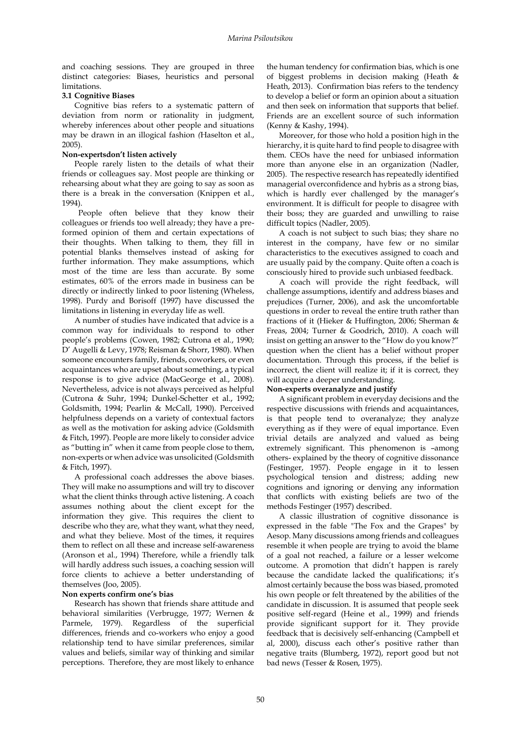and coaching sessions. They are grouped in three distinct categories: Biases, heuristics and personal limitations.

### 3.1 Cognitive Biases

Cognitive bias refers to a systematic pattern of deviation from norm or rationality in judgment, whereby inferences about other people and situations may be drawn in an illogical fashion (Haselton et al., 2005).

**Non-expertsdon't listen actively**

People rarely listen to the details of what their friends or colleagues say. Most people are thinking or rehearsing about what they are going to say as soon as there is a break in the conversation (Knippen et al., 1994).

People often believe that they know their colleagues or friends too well already; they have a pre-formed opinion of them and certain expectations of their thoughts. When talking to them, they fill in potential blanks themselves instead of asking for further information. They make assumptions, which most of the time are less than accurate. By some estimates, 60% of the errors made in business can be directly or indirectly linked to poor listening (Wheless, 1998). Purdy and Borisoff (1997) have discussed the limitations in listening in everyday life as well.

A number of studies have indicated that advice is a common way for individuals to respond to other people's problems (Cowen, 1982; Cutrona et al., 1990; D' Augelli & Levy, 1978; Reisman & Shorr, 1980). When someone encounters family, friends, coworkers, or even acquaintances who are upset about something, a typical response is to give advice (MacGeorge et al., 2008). Nevertheless, advice is not always perceived as helpful (Cutrona & Suhr, 1994; Dunkel-Schetter et al., 1992; Goldsmith, 1994; Pearlin & McCall, 1990). Perceived helpfulness depends on a variety of contextual factors as well as the motivation for asking advice (Goldsmith & Fitch, 1997). People are more likely to consider advice as "butting in" when it came from people close to them, non-experts or when advice was unsolicited (Goldsmith & Fitch, 1997).

A professional coach addresses the above biases. They will make no assumptions and will try to discover what the client thinks through active listening. A coach assumes nothing about the client except for the information they give. This requires the client to describe who they are, what they want, what they need, and what they believe. Most of the times, it requires them to reflect on all these and increase self-awareness (Aronson et al., 1994) Therefore, while a friendly talk will hardly address such issues, a coaching session will force clients to achieve a better understanding of themselves (Joo, 2005).

**Non experts confirm one's bias**

Research has shown that friends share attitude and behavioral similarities (Verbrugge, 1977; Wernen & Parmele, 1979). Regardless of the superficial differences, friends and co-workers who enjoy a good relationship tend to have similar preferences, similar values and beliefs, similar way of thinking and similar perceptions. Therefore, they are most likely to enhance the human tendency for confirmation bias, which is one of biggest problems in decision making (Heath & Heath, 2013). Confirmation bias refers to the tendency to develop a belief or form an opinion about a situation and then seek on information that supports that belief. Friends are an excellent source of such information (Kenny & Kashy, 1994).

Moreover, for those who hold a position high in the hierarchy, it is quite hard to find people to disagree with them. CEOs have the need for unbiased information more than anyone else in an organization (Nadler, 2005). The respective research has repeatedly identified managerial overconfidence and hybris as a strong bias, which is hardly ever challenged by the manager's environment. It is difficult for people to disagree with their boss; they are guarded and unwilling to raise difficult topics (Nadler, 2005).

A coach is not subject to such bias; they share no interest in the company, have few or no similar characteristics to the executives assigned to coach and are usually paid by the company. Quite often a coach is consciously hired to provide such unbiased feedback.

A coach will provide the right feedback, will challenge assumptions, identify and address biases and prejudices (Turner, 2006), and ask the uncomfortable questions in order to reveal the entire truth rather than fractions of it (Hieker & Huffington, 2006; Sherman & Freas, 2004; Turner & Goodrich, 2010). A coach will insist on getting an answer to the "How do you know?" question when the client has a belief without proper documentation. Through this process, if the belief is incorrect, the client will realize it; if it is correct, they will acquire a deeper understanding.

**Non-experts overanalyze and justify**

A significant problem in everyday decisions and the respective discussions with friends and acquaintances, is that people tend to overanalyze; they analyze everything as if they were of equal importance. Even trivial details are analyzed and valued as being extremely significant. This phenomenon is –among others- explained by the theory of cognitive dissonance (Festinger, 1957). People engage in it to lessen psychological tension and distress; adding new cognitions and ignoring or denying any information that conflicts with existing beliefs are two of the methods Festinger (1957) described.

A classic illustration of cognitive dissonance is expressed in the fable "The Fox and the Grapes" by Aesop. Many discussions among friends and colleagues resemble it when people are trying to avoid the blame of a goal not reached, a failure or a lesser welcome outcome. A promotion that didn't happen is rarely because the candidate lacked the qualifications; it's almost certainly because the boss was biased, promoted his own people or felt threatened by the abilities of the candidate in discussion. It is assumed that people seek positive self-regard (Heine et al., 1999) and friends provide significant support for it. They provide feedback that is decisively self-enhancing (Campbell et al, 2000), discuss each other's positive rather than negative traits (Blumberg, 1972), report good but not bad news (Tesser & Rosen, 1975).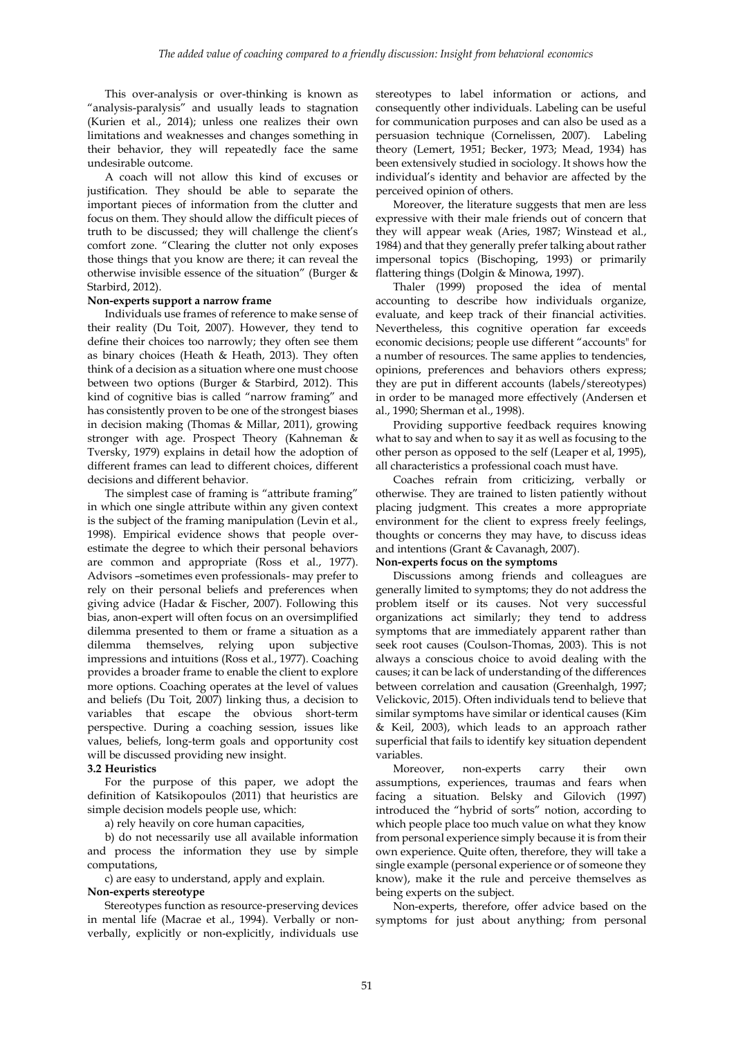This over-analysis or over-thinking is known as "analysis-paralysis" and usually leads to stagnation (Kurien et al., 2014); unless one realizes their own limitations and weaknesses and changes something in their behavior, they will repeatedly face the same undesirable outcome.

A coach will not allow this kind of excuses or justification. They should be able to separate the important pieces of information from the clutter and focus on them. They should allow the difficult pieces of truth to be discussed; they will challenge the client's comfort zone. "Clearing the clutter not only exposes those things that you know are there; it can reveal the otherwise invisible essence of the situation" (Burger & Starbird, 2012).

**Non-experts support a narrow frame**

Individuals use frames of reference to make sense of their reality (Du Toit, 2007). However, they tend to define their choices too narrowly; they often see them as binary choices (Heath & Heath, 2013). They often think of a decision as a situation where one must choose between two options (Burger & Starbird, 2012). This kind of cognitive bias is called "narrow framing" and has consistently proven to be one of the strongest biases in decision making (Thomas & Millar, 2011), growing stronger with age. Prospect Theory (Kahneman & Tversky, 1979) explains in detail how the adoption of different frames can lead to different choices, different decisions and different behavior.

The simplest case of framing is "attribute framing" in which one single attribute within any given context is the subject of the framing manipulation (Levin et al., 1998). Empirical evidence shows that people over-estimate the degree to which their personal behaviors are common and appropriate (Ross et al., 1977). Advisors –sometimes even professionals- may prefer to rely on their personal beliefs and preferences when giving advice (Hadar & Fischer, 2007). Following this bias, anon-expert will often focus on an oversimplified dilemma presented to them or frame a situation as a dilemma themselves, relying upon subjective impressions and intuitions (Ross et al., 1977). Coaching provides a broader frame to enable the client to explore more options. Coaching operates at the level of values and beliefs (Du Toit, 2007) linking thus, a decision to variables that escape the obvious short-term perspective. During a coaching session, issues like values, beliefs, long-term goals and opportunity cost will be discussed providing new insight.

**3.2 Heuristics**

For the purpose of this paper, we adopt the definition of Katsikopoulos (2011) that heuristics are simple decision models people use, which:

a) rely heavily on core human capacities,

b) do not necessarily use all available information and process the information they use by simple computations,

c) are easy to understand, apply and explain.

**Non-experts stereotype**

Stereotypes function as resource-preserving devices in mental life (Macrae et al., 1994). Verbally or non-verbally, explicitly or non-explicitly, individuals use stereotypes to label information or actions, and consequently other individuals. Labeling can be useful for communication purposes and can also be used as a persuasion technique (Cornelissen, 2007). Labeling theory (Lemert, 1951; Becker, 1973; Mead, 1934) has been extensively studied in sociology. It shows how the individual's identity and behavior are affected by the perceived opinion of others.

Moreover, the literature suggests that men are less expressive with their male friends out of concern that they will appear weak (Aries, 1987; Winstead et al., 1984) and that they generally prefer talking about rather impersonal topics (Bischoping, 1993) or primarily flattering things (Dolgin & Minowa, 1997).

Thaler (1999) proposed the idea of mental accounting to describe how individuals organize, evaluate, and keep track of their financial activities. Nevertheless, this cognitive operation far exceeds economic decisions; people use different "accounts" for a number of resources. The same applies to tendencies, opinions, preferences and behaviors others express; they are put in different accounts (labels/stereotypes) in order to be managed more effectively (Andersen et al., 1990; Sherman et al., 1998).

Providing supportive feedback requires knowing what to say and when to say it as well as focusing to the other person as opposed to the self (Leaper et al, 1995), all characteristics a professional coach must have.

Coaches refrain from criticizing, verbally or otherwise. They are trained to listen patiently without placing judgment. This creates a more appropriate environment for the client to express freely feelings, thoughts or concerns they may have, to discuss ideas and intentions (Grant & Cavanagh, 2007).

**Non-experts focus on the symptoms**

Discussions among friends and colleagues are generally limited to symptoms; they do not address the problem itself or its causes. Not very successful organizations act similarly; they tend to address symptoms that are immediately apparent rather than seek root causes (Coulson-Thomas, 2003). This is not always a conscious choice to avoid dealing with the causes; it can be lack of understanding of the differences between correlation and causation (Greenhalgh, 1997; Velickovic, 2015). Often individuals tend to believe that similar symptoms have similar or identical causes (Kim & Keil, 2003), which leads to an approach rather superficial that fails to identify key situation dependent variables.

Moreover, non-experts carry their own assumptions, experiences, traumas and fears when facing a situation. Belsky and Gilovich (1997) introduced the "hybrid of sorts" notion, according to which people place too much value on what they know from personal experience simply because it is from their own experience. Quite often, therefore, they will take a single example (personal experience or of someone they know), make it the rule and perceive themselves as being experts on the subject.

Non-experts, therefore, offer advice based on the symptoms for just about anything; from personal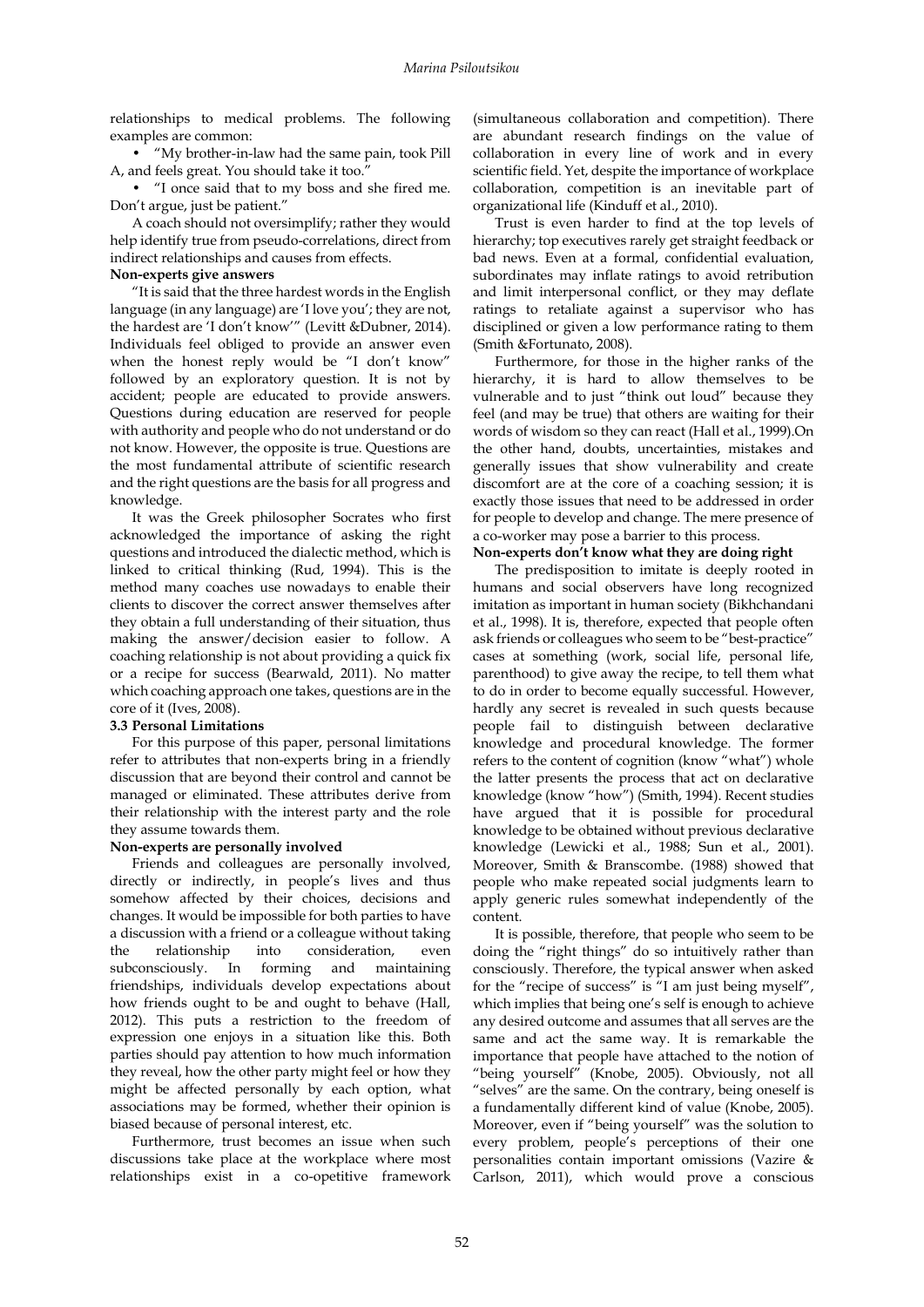relationships to medical problems. The following examples are common:

- "My brother-in-law had the same pain, took Pill A, and feels great. You should take it too."
- "I once said that to my boss and she fired me. Don't argue, just be patient."

A coach should not oversimplify; rather they would help identify true from pseudo-correlations, direct from indirect relationships and causes from effects.

**Non-experts give answers**

"It is said that the three hardest words in the English language (in any language) are 'I love you'; they are not, the hardest are 'I don't know'" (Levitt &Dubner, 2014). Individuals feel obliged to provide an answer even when the honest reply would be "I don't know" followed by an exploratory question. It is not by accident; people are educated to provide answers. Questions during education are reserved for people with authority and people who do not understand or do not know. However, the opposite is true. Questions are the most fundamental attribute of scientific research and the right questions are the basis for all progress and knowledge.

It was the Greek philosopher Socrates who first acknowledged the importance of asking the right questions and introduced the dialectic method, which is linked to critical thinking (Rud, 1994). This is the method many coaches use nowadays to enable their clients to discover the correct answer themselves after they obtain a full understanding of their situation, thus making the answer/decision easier to follow. A coaching relationship is not about providing a quick fix or a recipe for success (Bearwald, 2011). No matter which coaching approach one takes, questions are in the core of it (Ives, 2008).

**3.3 Personal Limitations**

For this purpose of this paper, personal limitations refer to attributes that non-experts bring in a friendly discussion that are beyond their control and cannot be managed or eliminated. These attributes derive from their relationship with the interest party and the role they assume towards them.

**Non-experts are personally involved**

Friends and colleagues are personally involved, directly or indirectly, in people's lives and thus somehow affected by their choices, decisions and changes. It would be impossible for both parties to have a discussion with a friend or a colleague without taking the relationship into consideration, even subconsciously. In forming and maintaining friendships, individuals develop expectations about how friends ought to be and ought to behave (Hall, 2012). This puts a restriction to the freedom of expression one enjoys in a situation like this. Both parties should pay attention to how much information they reveal, how the other party might feel or how they might be affected personally by each option, what associations may be formed, whether their opinion is biased because of personal interest, etc.

Furthermore, trust becomes an issue when such discussions take place at the workplace where most relationships exist in a co-opetitive framework (simultaneous collaboration and competition). There are abundant research findings on the value of collaboration in every line of work and in every scientific field. Yet, despite the importance of workplace collaboration, competition is an inevitable part of organizational life (Kinduff et al., 2010).

Trust is even harder to find at the top levels of hierarchy; top executives rarely get straight feedback or bad news. Even at a formal, confidential evaluation, subordinates may inflate ratings to avoid retribution and limit interpersonal conflict, or they may deflate ratings to retaliate against a supervisor who has disciplined or given a low performance rating to them (Smith &Fortunato, 2008).

Furthermore, for those in the higher ranks of the hierarchy, it is hard to allow themselves to be vulnerable and to just "think out loud" because they feel (and may be true) that others are waiting for their words of wisdom so they can react (Hall et al., 1999).On the other hand, doubts, uncertainties, mistakes and generally issues that show vulnerability and create discomfort are at the core of a coaching session; it is exactly those issues that need to be addressed in order for people to develop and change. The mere presence of a co-worker may pose a barrier to this process.

**Non-experts don't know what they are doing right**

The predisposition to imitate is deeply rooted in humans and social observers have long recognized imitation as important in human society (Bikhchandani et al., 1998). It is, therefore, expected that people often ask friends or colleagues who seem to be "best-practice" cases at something (work, social life, personal life, parenthood) to give away the recipe, to tell them what to do in order to become equally successful. However, hardly any secret is revealed in such quests because people fail to distinguish between declarative knowledge and procedural knowledge. The former refers to the content of cognition (know "what") whole the latter presents the process that act on declarative knowledge (know "how") (Smith, 1994). Recent studies have argued that it is possible for procedural knowledge to be obtained without previous declarative knowledge (Lewicki et al., 1988; Sun et al., 2001). Moreover, Smith & Branscombe. (1988) showed that people who make repeated social judgments learn to apply generic rules somewhat independently of the content.

It is possible, therefore, that people who seem to be doing the "right things" do so intuitively rather than consciously. Therefore, the typical answer when asked for the "recipe of success" is "I am just being myself", which implies that being one's self is enough to achieve any desired outcome and assumes that all serves are the same and act the same way. It is remarkable the importance that people have attached to the notion of "being yourself" (Knobe, 2005). Obviously, not all "selves" are the same. On the contrary, being oneself is a fundamentally different kind of value (Knobe, 2005). Moreover, even if "being yourself" was the solution to every problem, people's perceptions of their one personalities contain important omissions (Vazire & Carlson, 2011), which would prove a conscious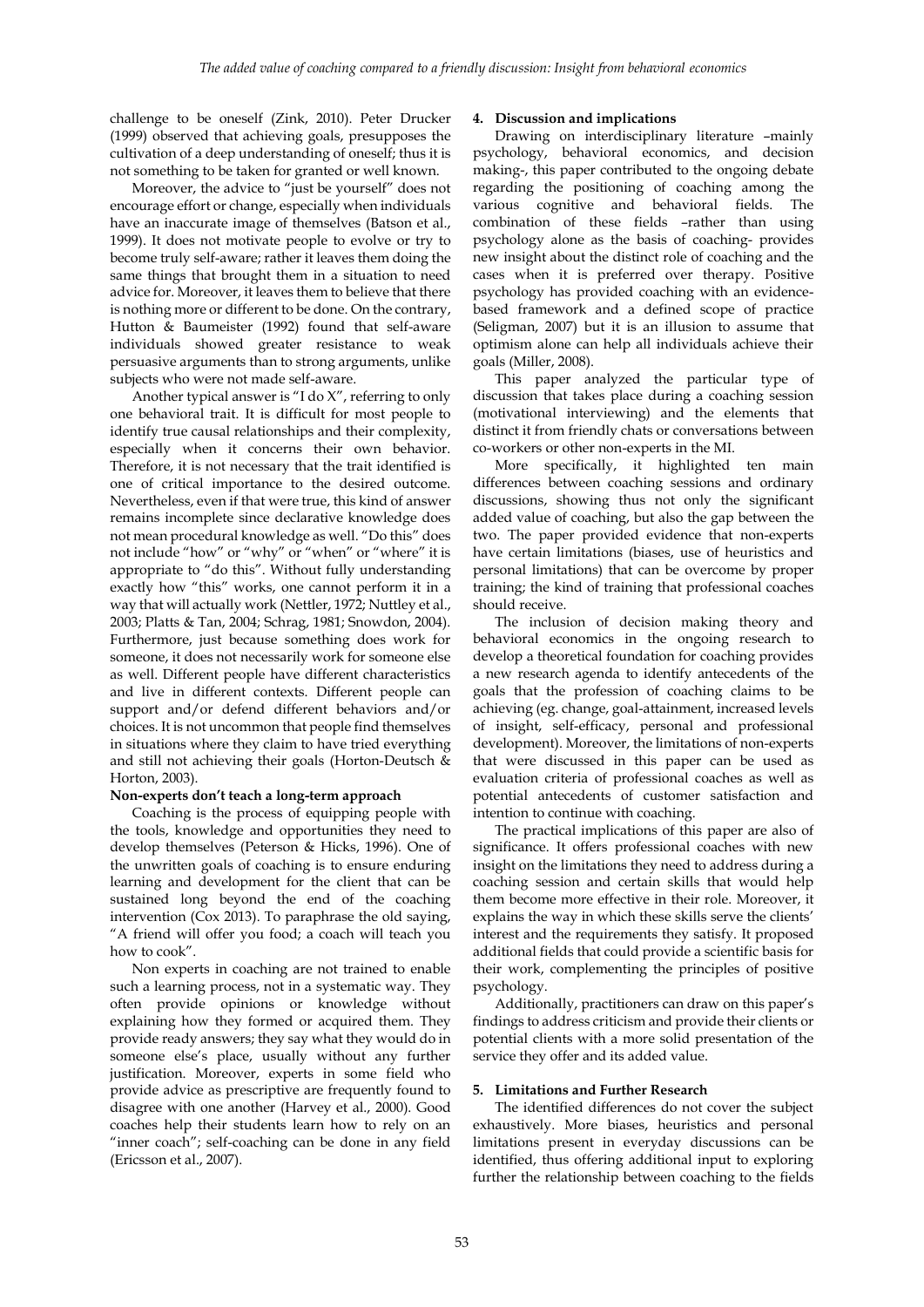challenge to be oneself (Zink, 2010). Peter Drucker (1999) observed that achieving goals, presupposes the cultivation of a deep understanding of oneself; thus it is not something to be taken for granted or well known.

Moreover, the advice to "just be yourself" does not encourage effort or change, especially when individuals have an inaccurate image of themselves (Batson et al., 1999). It does not motivate people to evolve or try to become truly self-aware; rather it leaves them doing the same things that brought them in a situation to need advice for. Moreover, it leaves them to believe that there is nothing more or different to be done. On the contrary, Hutton & Baumeister (1992) found that self-aware individuals showed greater resistance to weak persuasive arguments than to strong arguments, unlike subjects who were not made self-aware.

Another typical answer is "I do X", referring to only one behavioral trait. It is difficult for most people to identify true causal relationships and their complexity, especially when it concerns their own behavior. Therefore, it is not necessary that the trait identified is one of critical importance to the desired outcome. Nevertheless, even if that were true, this kind of answer remains incomplete since declarative knowledge does not mean procedural knowledge as well. "Do this" does not include "how" or "why" or "when" or "where" it is appropriate to "do this". Without fully understanding exactly how "this" works, one cannot perform it in a way that will actually work (Nettler, 1972; Nuttley et al., 2003; Platts & Tan, 2004; Schrag, 1981; Snowdon, 2004). Furthermore, just because something does work for someone, it does not necessarily work for someone else as well. Different people have different characteristics and live in different contexts. Different people can support and/or defend different behaviors and/or choices. It is not uncommon that people find themselves in situations where they claim to have tried everything and still not achieving their goals (Horton-Deutsch & Horton, 2003).

**Non-experts don't teach a long-term approach**

Coaching is the process of equipping people with the tools, knowledge and opportunities they need to develop themselves (Peterson & Hicks, 1996). One of the unwritten goals of coaching is to ensure enduring learning and development for the client that can be sustained long beyond the end of the coaching intervention (Cox 2013). To paraphrase the old saying, "A friend will offer you food; a coach will teach you how to cook".

Non experts in coaching are not trained to enable such a learning process, not in a systematic way. They often provide opinions or knowledge without explaining how they formed or acquired them. They provide ready answers; they say what they would do in someone else's place, usually without any further justification. Moreover, experts in some field who provide advice as prescriptive are frequently found to disagree with one another (Harvey et al., 2000). Good coaches help their students learn how to rely on an "inner coach"; self-coaching can be done in any field (Ericsson et al., 2007).

## 4. Discussion and implications

Drawing on interdisciplinary literature –mainly psychology, behavioral economics, and decision making-, this paper contributed to the ongoing debate regarding the positioning of coaching among the various cognitive and behavioral fields. The combination of these fields –rather than using psychology alone as the basis of coaching- provides new insight about the distinct role of coaching and the cases when it is preferred over therapy. Positive psychology has provided coaching with an evidence-based framework and a defined scope of practice (Seligman, 2007) but it is an illusion to assume that optimism alone can help all individuals achieve their goals (Miller, 2008).

This paper analyzed the particular type of discussion that takes place during a coaching session (motivational interviewing) and the elements that distinct it from friendly chats or conversations between co-workers or other non-experts in the MI.

More specifically, it highlighted ten main differences between coaching sessions and ordinary discussions, showing thus not only the significant added value of coaching, but also the gap between the two. The paper provided evidence that non-experts have certain limitations (biases, use of heuristics and personal limitations) that can be overcome by proper training; the kind of training that professional coaches should receive.

The inclusion of decision making theory and behavioral economics in the ongoing research to develop a theoretical foundation for coaching provides a new research agenda to identify antecedents of the goals that the profession of coaching claims to be achieving (eg. change, goal-attainment, increased levels of insight, self-efficacy, personal and professional development). Moreover, the limitations of non-experts that were discussed in this paper can be used as evaluation criteria of professional coaches as well as potential antecedents of customer satisfaction and intention to continue with coaching.

The practical implications of this paper are also of significance. It offers professional coaches with new insight on the limitations they need to address during a coaching session and certain skills that would help them become more effective in their role. Moreover, it explains the way in which these skills serve the clients' interest and the requirements they satisfy. It proposed additional fields that could provide a scientific basis for their work, complementing the principles of positive psychology.

Additionally, practitioners can draw on this paper's findings to address criticism and provide their clients or potential clients with a more solid presentation of the service they offer and its added value.

## 5. Limitations and Further Research

The identified differences do not cover the subject exhaustively. More biases, heuristics and personal limitations present in everyday discussions can be identified, thus offering additional input to exploring further the relationship between coaching to the fields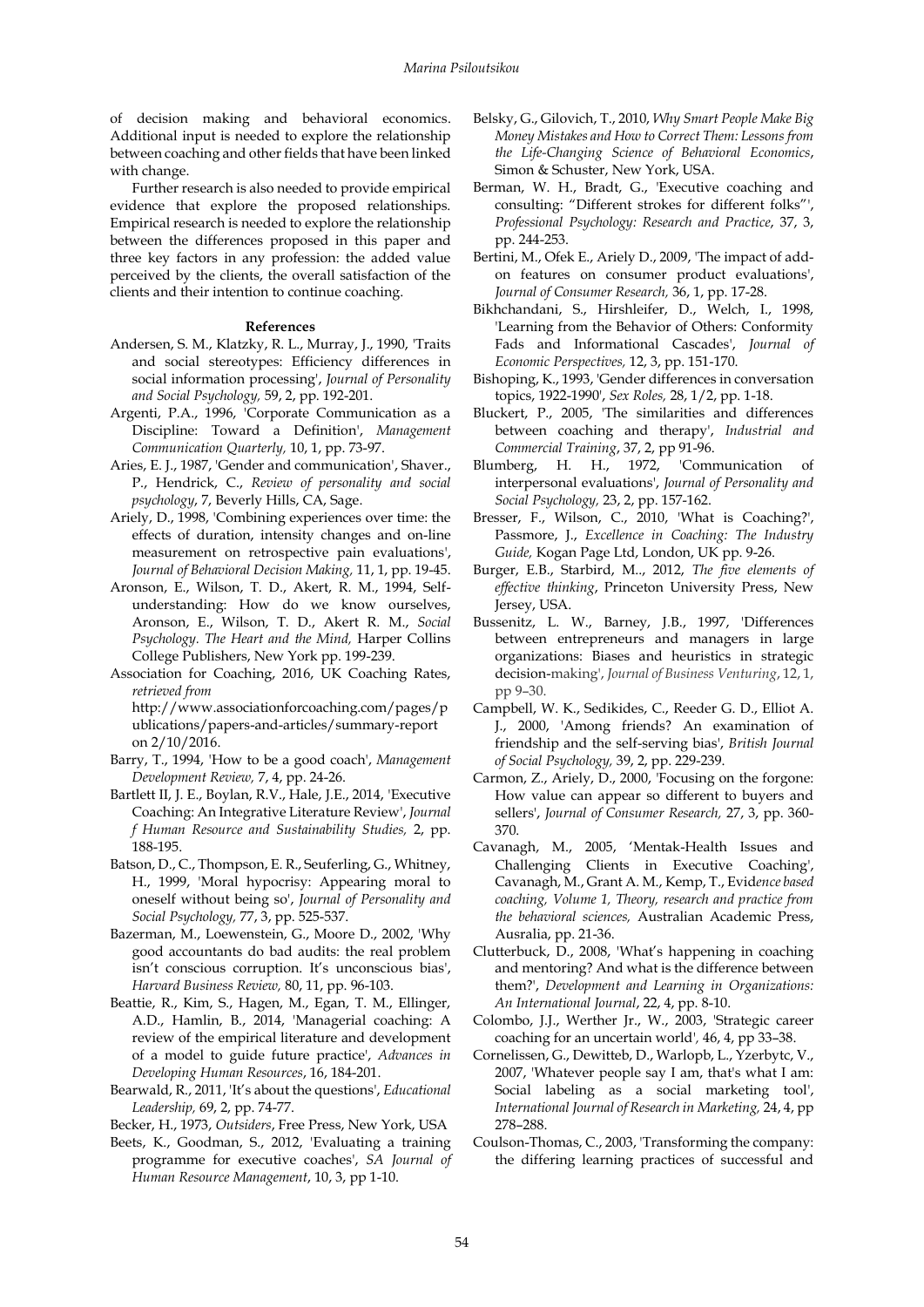of decision making and behavioral economics. Additional input is needed to explore the relationship between coaching and other fields that have been linked with change.

Further research is also needed to provide empirical evidence that explore the proposed relationships. Empirical research is needed to explore the relationship between the differences proposed in this paper and three key factors in any profession: the added value perceived by the clients, the overall satisfaction of the clients and their intention to continue coaching.

**References**

Andersen, S. M., Klatzky, R. L., Murray, J., 1990, 'Traits and social stereotypes: Efficiency differences in social information processing', *Journal of Personality and Social Psychology,* 59, 2, pp. 192-201.

Argenti, P.A., 1996, 'Corporate Communication as a Discipline: Toward a Definition', *Management Communication Quarterly,* 10, 1, pp. 73-97.

Aries, E. J., 1987, 'Gender and communication', Shaver., P., Hendrick, C., *Review of personality and social psychology*, 7, Beverly Hills, CA, Sage.

Ariely, D., 1998, 'Combining experiences over time: the effects of duration, intensity changes and on-line measurement on retrospective pain evaluations', *Journal of Behavioral Decision Making,* 11, 1, pp. 19-45.

Aronson, E., Wilson, T. D., Akert, R. M., 1994, Self-understanding: How do we know ourselves, Aronson, E., Wilson, T. D., Akert R. M., *Social Psychology. The Heart and the Mind,* Harper Collins College Publishers, New York pp. 199-239.

Association for Coaching, 2016, UK Coaching Rates, *retrieved from* http://www.associationforcoaching.com/pages/publications/papers-and-articles/summary-report on 2/10/2016.

Barry, T., 1994, 'How to be a good coach', *Management Development Review,* 7, 4, pp. 24-26.

Bartlett II, J. E., Boylan, R.V., Hale, J.E., 2014, 'Executive Coaching: An Integrative Literature Review', *Journal f Human Resource and Sustainability Studies,* 2, pp. 188-195.

Batson, D., C., Thompson, E. R., Seuferling, G., Whitney, H., 1999, 'Moral hypocrisy: Appearing moral to oneself without being so', *Journal of Personality and Social Psychology,* 77, 3, pp. 525-537.

Bazerman, M., Loewenstein, G., Moore D., 2002, 'Why good accountants do bad audits: the real problem isn't conscious corruption. It's unconscious bias', *Harvard Business Review,* 80, 11, pp. 96-103.

Beattie, R., Kim, S., Hagen, M., Egan, T. M., Ellinger, A.D., Hamlin, B., 2014, 'Managerial coaching: A review of the empirical literature and development of a model to guide future practice', *Advances in Developing Human Resources*, 16, 184-201.

Bearwald, R., 2011, 'It's about the questions', *Educational Leadership,* 69, 2, pp. 74-77.

Becker, H., 1973, *Outsiders*, Free Press, New York, USA

Beets, K., Goodman, S., 2012, 'Evaluating a training programme for executive coaches', *SA Journal of Human Resource Management*, 10, 3, pp 1-10.

Belsky, G., Gilovich, T., 2010, *Why Smart People Make Big Money Mistakes and How to Correct Them: Lessons from the Life-Changing Science of Behavioral Economics*, Simon & Schuster, New York, USA.

Berman, W. H., Bradt, G., 'Executive coaching and consulting: "Different strokes for different folks"', *Professional Psychology: Research and Practice*, 37, 3, pp. 244-253.

Bertini, M., Ofek E., Ariely D., 2009, 'The impact of add-on features on consumer product evaluations', *Journal of Consumer Research,* 36, 1, pp. 17-28.

Bikhchandani, S., Hirshleifer, D., Welch, I., 1998, 'Learning from the Behavior of Others: Conformity Fads and Informational Cascades', *Journal of Economic Perspectives,* 12, 3, pp. 151-170.

Bishoping, K., 1993, 'Gender differences in conversation topics, 1922-1990', *Sex Roles,* 28, 1/2, pp. 1-18.

Bluckert, P., 2005, 'The similarities and differences between coaching and therapy', *Industrial and Commercial Training*, 37, 2, pp 91-96.

Blumberg, H. H., 1972, 'Communication of interpersonal evaluations', *Journal of Personality and Social Psychology,* 23, 2, pp. 157-162.

Bresser, F., Wilson, C., 2010, 'What is Coaching?', Passmore, J., *Excellence in Coaching: The Industry Guide,* Kogan Page Ltd, London, UK pp. 9-26.

Burger, E.B., Starbird, M.., 2012, *The five elements of effective thinking*, Princeton University Press, New Jersey, USA.

Bussenitz, L. W., Barney, J.B., 1997, 'Differences between entrepreneurs and managers in large organizations: Biases and heuristics in strategic decision-making', *Journal of Business Venturing*, 12, 1, pp 9–30.

Campbell, W. K., Sedikides, C., Reeder G. D., Elliot A. J., 2000, 'Among friends? An examination of friendship and the self-serving bias', *British Journal of Social Psychology,* 39, 2, pp. 229-239.

Carmon, Z., Ariely, D., 2000, 'Focusing on the forgone: How value can appear so different to buyers and sellers', *Journal of Consumer Research,* 27, 3, pp. 360-370.

Cavanagh, M., 2005, 'Mentak-Health Issues and Challenging Clients in Executive Coaching', Cavanagh, M., Grant A. M., Kemp, T., *Evidence based coaching, Volume 1, Theory, research and practice from the behavioral sciences,* Australian Academic Press, Ausralia, pp. 21-36.

Clutterbuck, D., 2008, 'What's happening in coaching and mentoring? And what is the difference between them?', *Development and Learning in Organizations: An International Journal*, 22, 4, pp. 8-10.

Colombo, J.J., Werther Jr., W., 2003, 'Strategic career coaching for an uncertain world', 46, 4, pp 33–38.

Cornelissen, G., Dewitteb, D., Warlopb, L., Yzerbytc, V., 2007, 'Whatever people say I am, that's what I am: Social labeling as a social marketing tool', *International Journal of Research in Marketing,* 24, 4, pp 278–288.

Coulson-Thomas, C., 2003, 'Transforming the company: the differing learning practices of successful and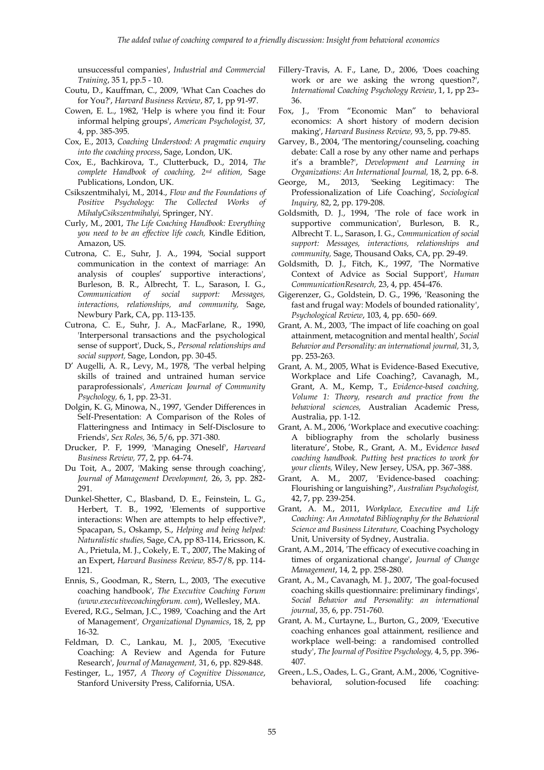unsuccessful companies', *Industrial and Commercial Training*, 35 1, pp.5 - 10.

Coutu, D., Kauffman, C., 2009, 'What Can Coaches do for You?', *Harvard Business Review*, 87, 1, pp 91-97.

Cowen, E. L., 1982, 'Help is where you find it: Four informal helping groups', *American Psychologist,* 37, 4, pp. 385-395.

Cox, E., 2013, *Coaching Understood: A pragmatic enquiry into the coaching process*, Sage, London, UK.

Cox, E., Bachkirova, T., Clutterbuck, D., 2014, *The complete Handbook of coaching, 2nd edition,* Sage Publications, London, UK.

Csikszentmihalyi, M., 2014., *Flow and the Foundations of Positive Psychology: The Collected Works of MihalyCsikszentmihalyi,* Springer, NY.

Curly, M., 2001, *The Life Coaching Handbook: Everything you need to be an effective life coach,* Kindle Edition, Amazon, US.

Cutrona, C. E., Suhr, J. A., 1994, 'Social support communication in the context of marriage: An analysis of couples' supportive interactions', Burleson, B. R., Albrecht, T. L., Sarason, I. G., *Communication of social support: Messages, interactions, relationships, and community,* Sage, Newbury Park, CA, pp. 113-135.

Cutrona, C. E., Suhr, J. A., MacFarlane, R., 1990, 'Interpersonal transactions and the psychological sense of support', Duck, S., *Personal relationships and social support,* Sage, London, pp. 30-45.

D' Augelli, A. R., Levy, M., 1978, 'The verbal helping skills of trained and untrained human service paraprofessionals', *American Journal of Community Psychology,* 6, 1, pp. 23-31.

Dolgin, K. G, Minowa, N., 1997, 'Gender Differences in Self-Presentation: A Comparison of the Roles of Flatteringness and Intimacy in Self-Disclosure to Friends', *Sex Roles,* 36, 5/6, pp. 371-380.

Drucker, P. F, 1999, 'Managing Oneself', *Harveard Business Review,* 77, 2, pp. 64-74.

Du Toit, A., 2007, 'Making sense through coaching', *Journal of Management Development,* 26, 3, pp. 282-291.

Dunkel-Shetter, C., Blasband, D. E., Feinstein, L. G., Herbert, T. B., 1992, 'Elements of supportive interactions: When are attempts to help effective?', Spacapan, S., Oskamp, S., *Helping and being helped: Naturalistic studies,* Sage, CA, pp 83-114, Ericsson, K. A., Prietula, M. J., Cokely, E. T., 2007, The Making of an Expert, *Harvard Business Review,* 85-7/8, pp. 114-121.

Ennis, S., Goodman, R., Stern, L., 2003, 'The executive coaching handbook', *The Executive Coaching Forum (www.executivecoachingforum. com*), Wellesley, MA.

Evered, R.G., Selman, J.C., 1989, 'Coaching and the Art of Management', *Organizational Dynamics*, 18, 2, pp 16-32.

Feldman, D. C., Lankau, M. J., 2005, 'Executive Coaching: A Review and Agenda for Future Research', *Journal of Management,* 31, 6, pp. 829-848.

Festinger, L., 1957, *A Theory of Cognitive Dissonance*, Stanford University Press, California, USA.

Fillery-Travis, A. F., Lane, D., 2006, 'Does coaching work or are we asking the wrong question?', *International Coaching Psychology Review*, 1, 1, pp 23–36.

Fox, J., 'From "Economic Man" to behavioral economics: A short history of modern decision making', *Harvard Business Review,* 93, 5, pp. 79-85.

Garvey, B., 2004, 'The mentoring/counseling, coaching debate: Call a rose by any other name and perhaps it's a bramble?', *Development and Learning in Organizations: An International Journal,* 18, 2, pp. 6-8.

George, M., 2013, 'Seeking Legitimacy: The Professionalization of Life Coaching', *Sociological Inquiry,* 82, 2, pp. 179-208.

Goldsmith, D. J., 1994, 'The role of face work in supportive communication', Burleson, B. R., Albrecht T. L., Sarason, I. G., *Communication of social support: Messages, interactions, relationships and community,* Sage, Thousand Oaks, CA, pp. 29-49.

Goldsmith, D. J., Fitch, K., 1997, 'The Normative Context of Advice as Social Support', *Human CommunicationResearch,* 23, 4, pp. 454-476.

Gigerenzer, G., Goldstein, D. G., 1996, 'Reasoning the fast and frugal way: Models of bounded rationality', *Psychological Review*, 103, 4, pp. 650- 669.

Grant, A. M., 2003, 'The impact of life coaching on goal attainment, metacognition and mental health', *Social Behavior and Personality: an international journal,* 31, 3, pp. 253-263.

Grant, A. M., 2005, What is Evidence-Based Executive, Workplace and Life Coaching?, Cavanagh, M., Grant, A. M., Kemp, T., *Evidence-based coaching, Volume 1: Theory, research and practice from the behavioral sciences,* Australian Academic Press, Australia, pp. 1-12.

Grant, A. M., 2006, 'Workplace and executive coaching: A bibliography from the scholarly business literature', Stobe, R., Grant, A. M., *Evidence based coaching handbook. Putting best practices to work for your clients,* Wiley, New Jersey, USA, pp. 367–388.

Grant, A. M., 2007, 'Evidence-based coaching: Flourishing or languishing?', *Australian Psychologist,* 42, 7, pp. 239-254.

Grant, A. M., 2011, *Workplace, Executive and Life Coaching: An Annotated Bibliography for the Behavioral Science and Business Literature,* Coaching Psychology Unit, University of Sydney, Australia.

Grant, A.M., 2014, 'The efficacy of executive coaching in times of organizational change', *Journal of Change Management*, 14, 2, pp. 258-280.

Grant, A., M., Cavanagh, M. J., 2007, 'The goal-focused coaching skills questionnaire: preliminary findings', *Social Behavior and Personality: an international journal*, 35, 6, pp. 751-760.

Grant, A. M., Curtayne, L., Burton, G., 2009, 'Executive coaching enhances goal attainment, resilience and workplace well-being: a randomised controlled study', *The Journal of Positive Psychology,* 4, 5, pp. 396-407.

Green., L.S., Oades, L. G., Grant, A.M., 2006, 'Cognitive-behavioral, solution-focused life coaching: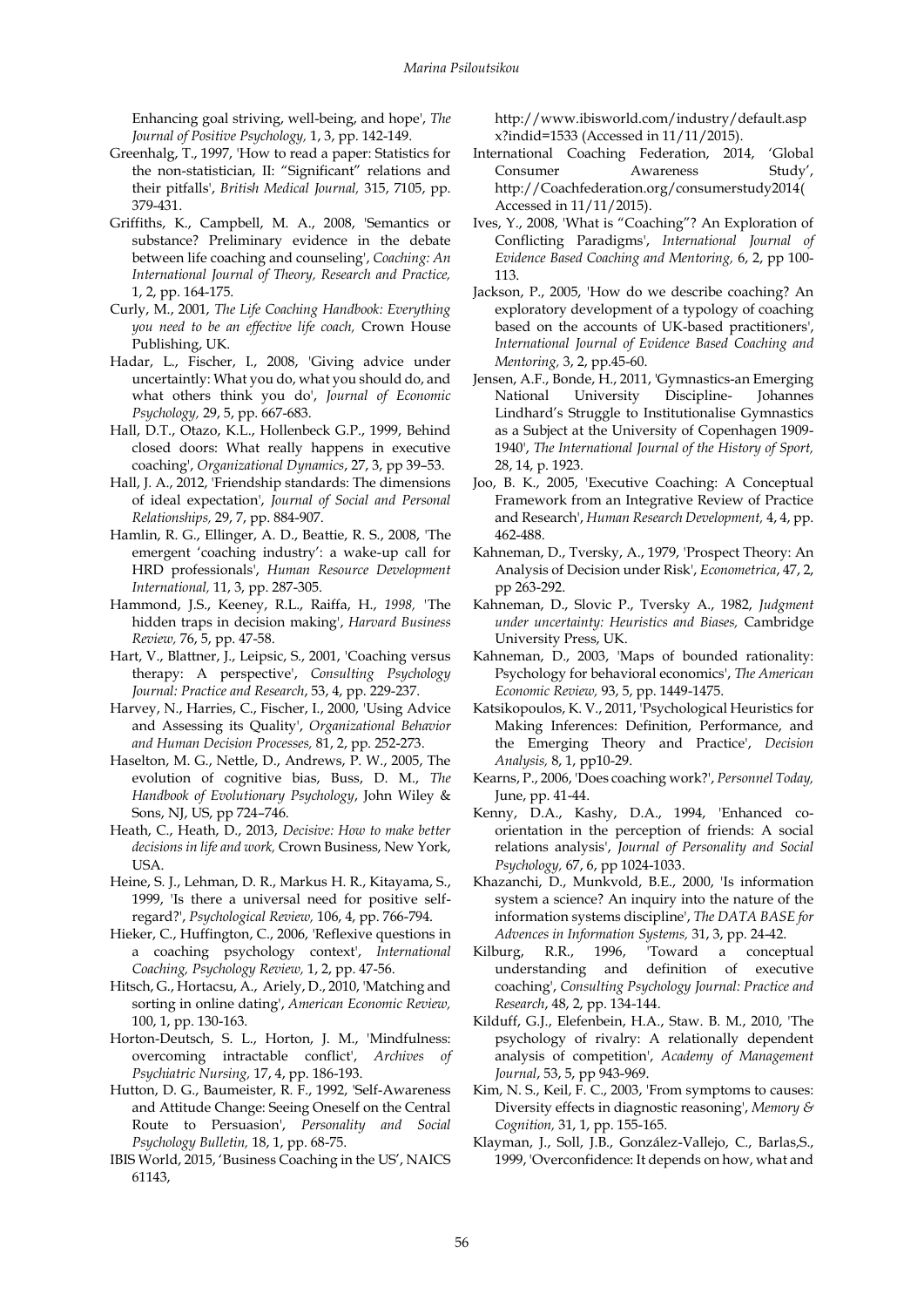Enhancing goal striving, well-being, and hope', *The Journal of Positive Psychology,* 1, 3, pp. 142-149.

Greenhalg, T., 1997, 'How to read a paper: Statistics for the non-statistician, II: "Significant" relations and their pitfalls', *British Medical Journal,* 315, 7105, pp. 379-431.

Griffiths, K., Campbell, M. A., 2008, 'Semantics or substance? Preliminary evidence in the debate between life coaching and counseling', *Coaching: An International Journal of Theory, Research and Practice,* 1, 2, pp. 164-175.

Curly, M., 2001, *The Life Coaching Handbook: Everything you need to be an effective life coach,* Crown House Publishing, UK.

Hadar, L., Fischer, I., 2008, 'Giving advice under uncertaintly: What you do, what you should do, and what others think you do', *Journal of Economic Psychology,* 29, 5, pp. 667-683.

Hall, D.T., Otazo, K.L., Hollenbeck G.P., 1999, Behind closed doors: What really happens in executive coaching', *Organizational Dynamics*, 27, 3, pp 39–53.

Hall, J. A., 2012, 'Friendship standards: The dimensions of ideal expectation', *Journal of Social and Personal Relationships,* 29, 7, pp. 884-907.

Hamlin, R. G., Ellinger, A. D., Beattie, R. S., 2008, 'The emergent 'coaching industry': a wake-up call for HRD professionals', *Human Resource Development International,* 11, 3, pp. 287-305.

Hammond, J.S., Keeney, R.L., Raiffa, H., *1998,* 'The hidden traps in decision making', *Harvard Business Review,* 76, 5, pp. 47-58.

Hart, V., Blattner, J., Leipsic, S., 2001, 'Coaching versus therapy: A perspective', *Consulting Psychology Journal: Practice and Research*, 53, 4, pp. 229-237.

Harvey, N., Harries, C., Fischer, I., 2000, 'Using Advice and Assessing its Quality'', *Organizational Behavior and Human Decision Processes,* 81, 2, pp. 252-273.

Haselton, M. G., Nettle, D., Andrews, P. W., 2005, The evolution of cognitive bias, Buss, D. M., *The Handbook of Evolutionary Psychology*, John Wiley & Sons, NJ, US, pp 724–746.

Heath, C., Heath, D., 2013, *Decisive: How to make better decisions in life and work,* Crown Business, New York, USA.

Heine, S. J., Lehman, D. R., Markus H. R., Kitayama, S., 1999, 'Is there a universal need for positive self-regard?', *Psychological Review,* 106, 4, pp. 766-794.

Hieker, C., Huffington, C., 2006, 'Reflexive questions in a coaching psychology context', *International Coaching, Psychology Review,* 1, 2, pp. 47-56.

Hitsch, G., Hortacsu, A., Ariely, D., 2010, 'Matching and sorting in online dating', *American Economic Review,* 100, 1, pp. 130-163.

Horton-Deutsch, S. L., Horton, J. M., 'Mindfulness: overcoming intractable conflict', *Archives of Psychiatric Nursing,* 17, 4, pp. 186-193.

Hutton, D. G., Baumeister, R. F., 1992, 'Self-Awareness and Attitude Change: Seeing Oneself on the Central Route to Persuasion', *Personality and Social Psychology Bulletin,* 18, 1, pp. 68-75.

IBIS World, 2015, 'Business Coaching in the US', NAICS 61143, http://www.ibisworld.com/industry/default.aspx?indid=1533 (Accessed in 11/11/2015).

International Coaching Federation, 2014, 'Global Consumer Awareness Study', http://Coachfederation.org/consumerstudy2014( Accessed in 11/11/2015).

Ives, Y., 2008, 'What is "Coaching"? An Exploration of Conflicting Paradigms', *International Journal of Evidence Based Coaching and Mentoring,* 6, 2, pp 100-113.

Jackson, P., 2005, 'How do we describe coaching? An exploratory development of a typology of coaching based on the accounts of UK-based practitioners', *International Journal of Evidence Based Coaching and Mentoring,* 3, 2, pp.45-60.

Jensen, A.F., Bonde, H., 2011, 'Gymnastics-an Emerging National University Discipline- Johannes Lindhard's Struggle to Institutionalise Gymnastics as a Subject at the University of Copenhagen 1909-1940', *The International Journal of the History of Sport,* 28, 14, p. 1923.

Joo, B. K., 2005, 'Executive Coaching: A Conceptual Framework from an Integrative Review of Practice and Research', *Human Research Development,* 4, 4, pp. 462-488.

Kahneman, D., Tversky, A., 1979, 'Prospect Theory: An Analysis of Decision under Risk', *Econometrica*, 47, 2, pp 263-292.

Kahneman, D., Slovic P., Tversky A., 1982, *Judgment under uncertainty: Heuristics and Biases,* Cambridge University Press, UK.

Kahneman, D., 2003, 'Maps of bounded rationality: Psychology for behavioral economics', *The American Economic Review,* 93, 5, pp. 1449-1475.

Katsikopoulos, K. V., 2011, 'Psychological Heuristics for Making Inferences: Definition, Performance, and the Emerging Theory and Practice', *Decision Analysis,* 8, 1, pp10-29.

Kearns, P., 2006, 'Does coaching work?', *Personnel Today,* June, pp. 41-44.

Kenny, D.A., Kashy, D.A., 1994, 'Enhanced co-orientation in the perception of friends: A social relations analysis', *Journal of Personality and Social Psychology,* 67, 6, pp 1024-1033.

Khazanchi, D., Munkvold, B.E., 2000, 'Is information system a science? An inquiry into the nature of the information systems discipline', *The DATA BASE for Advences in Information Systems,* 31, 3, pp. 24-42.

Kilburg, R.R., 1996, 'Toward a conceptual understanding and definition of executive coaching', *Consulting Psychology Journal: Practice and Research*, 48, 2, pp. 134-144.

Kilduff, G.J., Elefenbein, H.A., Staw. B. M., 2010, 'The psychology of rivalry: A relationally dependent analysis of competition', *Academy of Management Journal*, 53, 5, pp 943-969.

Kim, N. S., Keil, F. C., 2003, 'From symptoms to causes: Diversity effects in diagnostic reasoning', *Memory & Cognition,* 31, 1, pp. 155-165.

Klayman, J., Soll, J.B., González-Vallejo, C., Barlas,S., 1999, 'Overconfidence: It depends on how, what and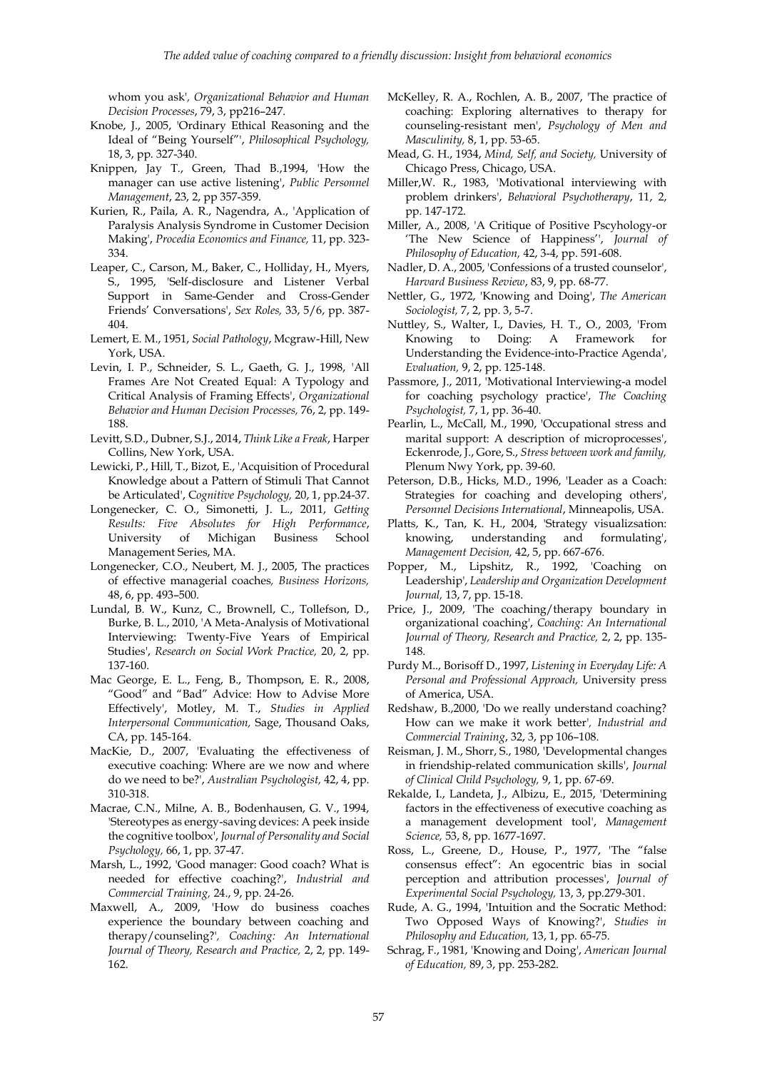whom you ask', *Organizational Behavior and Human Decision Processes*, 79, 3, pp216–247.

Knobe, J., 2005, 'Ordinary Ethical Reasoning and the Ideal of "Being Yourself"', *Philosophical Psychology,* 18, 3, pp. 327-340.

Knippen, Jay T., Green, Thad B.,1994, 'How the manager can use active listening', *Public Personnel Management*, 23, 2, pp 357-359.

Kurien, R., Paila, A. R., Nagendra, A., 'Application of Paralysis Analysis Syndrome in Customer Decision Making', *Procedia Economics and Finance,* 11, pp. 323-334.

Leaper, C., Carson, M., Baker, C., Holliday, H., Myers, S., 1995, 'Self-disclosure and Listener Verbal Support in Same-Gender and Cross-Gender Friends' Conversations', *Sex Roles,* 33, 5/6, pp. 387-404.

Lemert, E. M., 1951, *Social Pathology*, Mcgraw-Hill, New York, USA.

Levin, I. P., Schneider, S. L., Gaeth, G. J., 1998, 'All Frames Are Not Created Equal: A Typology and Critical Analysis of Framing Effects', *Organizational Behavior and Human Decision Processes,* 76, 2, pp. 149-188.

Levitt, S.D., Dubner, S.J., 2014, *Think Like a Freak*, Harper Collins, New York, USA.

Lewicki, P., Hill, T., Bizot, E., 'Acquisition of Procedural Knowledge about a Pattern of Stimuli That Cannot be Articulated', *Cognitive Psychology,* 20, 1, pp.24-37.

Longenecker, C. O., Simonetti, J. L., 2011, *Getting Results: Five Absolutes for High Performance*, University of Michigan Business School Management Series, MA.

Longenecker, C.O., Neubert, M. J., 2005, The practices of effective managerial coaches*, Business Horizons,* 48, 6, pp. 493–500.

Lundal, B. W., Kunz, C., Brownell, C., Tollefson, D., Burke, B. L., 2010, 'A Meta-Analysis of Motivational Interviewing: Twenty-Five Years of Empirical Studies', *Research on Social Work Practice,* 20, 2, pp. 137-160.

Mac George, E. L., Feng, B., Thompson, E. R., 2008, "Good" and "Bad" Advice: How to Advise More Effectively', Motley, M. T., *Studies in Applied Interpersonal Communication,* Sage, Thousand Oaks, CA, pp. 145-164.

MacKie, D., 2007, 'Evaluating the effectiveness of executive coaching: Where are we now and where do we need to be?', *Australian Psychologist,* 42, 4, pp. 310-318.

Macrae, C.N., Milne, A. B., Bodenhausen, G. V., 1994, 'Stereotypes as energy-saving devices: A peek inside the cognitive toolbox', *Journal of Personality and Social Psychology,* 66, 1, pp. 37-47.

Marsh, L., 1992, 'Good manager: Good coach? What is needed for effective coaching?', *Industrial and Commercial Training,* 24., 9, pp. 24-26.

Maxwell, A., 2009, 'How do business coaches experience the boundary between coaching and therapy/counseling?'*, Coaching: An International Journal of Theory, Research and Practice,* 2, 2, pp. 149-162.

McKelley, R. A., Rochlen, A. B., 2007, 'The practice of coaching: Exploring alternatives to therapy for counseling-resistant men', *Psychology of Men and Masculinity,* 8, 1, pp. 53-65.

Mead, G. H., 1934, *Mind, Self, and Society,* University of Chicago Press, Chicago, USA.

Miller,W. R., 1983, 'Motivational interviewing with problem drinkers', *Behavioral Psychotherapy*, 11, 2, pp. 147-172.

Miller, A., 2008, 'A Critique of Positive Pscyhology-or 'The New Science of Happiness'', *Journal of Philosophy of Education,* 42, 3-4, pp. 591-608.

Nadler, D. A., 2005, 'Confessions of a trusted counselor', *Harvard Business Review*, 83, 9, pp. 68-77.

Nettler, G., 1972, 'Knowing and Doing', *The American Sociologist,* 7, 2, pp. 3, 5-7.

Nuttley, S., Walter, I., Davies, H. T., O., 2003, 'From Knowing to Doing: A Framework for Understanding the Evidence-into-Practice Agenda', *Evaluation,* 9, 2, pp. 125-148.

Passmore, J., 2011, 'Motivational Interviewing-a model for coaching psychology practice', *The Coaching Psychologist,* 7, 1, pp. 36-40.

Pearlin, L., McCall, M., 1990, 'Occupational stress and marital support: A description of microprocesses', Eckenrode, J., Gore, S., *Stress between work and family,* Plenum Nwy York, pp. 39-60.

Peterson, D.B., Hicks, M.D., 1996, 'Leader as a Coach: Strategies for coaching and developing others', *Personnel Decisions International*, Minneapolis, USA.

Platts, K., Tan, K. H., 2004, 'Strategy visualizsation: knowing, understanding and formulating', *Management Decision,* 42, 5, pp. 667-676.

Popper, M., Lipshitz, R., 1992, 'Coaching on Leadership', *Leadership and Organization Development Journal,* 13, 7, pp. 15-18.

Price, J., 2009, 'The coaching/therapy boundary in organizational coaching', *Coaching: An International Journal of Theory, Research and Practice,* 2, 2, pp. 135-148.

Purdy M.., Borisoff D., 1997, *Listening in Everyday Life: A Personal and Professional Approach,* University press of America, USA.

Redshaw, B.,2000, 'Do we really understand coaching? How can we make it work better'*, Industrial and Commercial Training*, 32, 3, pp 106–108.

Reisman, J. M., Shorr, S., 1980, 'Developmental changes in friendship-related communication skills', *Journal of Clinical Child Psychology,* 9, 1, pp. 67-69.

Rekalde, I., Landeta, J., Albizu, E., 2015, 'Determining factors in the effectiveness of executive coaching as a management development tool', *Management Science,* 53, 8, pp. 1677-1697.

Ross, L., Greene, D., House, P., 1977, 'The "false consensus effect": An egocentric bias in social perception and attribution processes', *Journal of Experimental Social Psychology,* 13, 3, pp.279-301.

Rude, A. G., 1994, 'Intuition and the Socratic Method: Two Opposed Ways of Knowing?', *Studies in Philosophy and Education,* 13, 1, pp. 65-75.

Schrag, F., 1981, 'Knowing and Doing', *American Journal of Education,* 89, 3, pp. 253-282.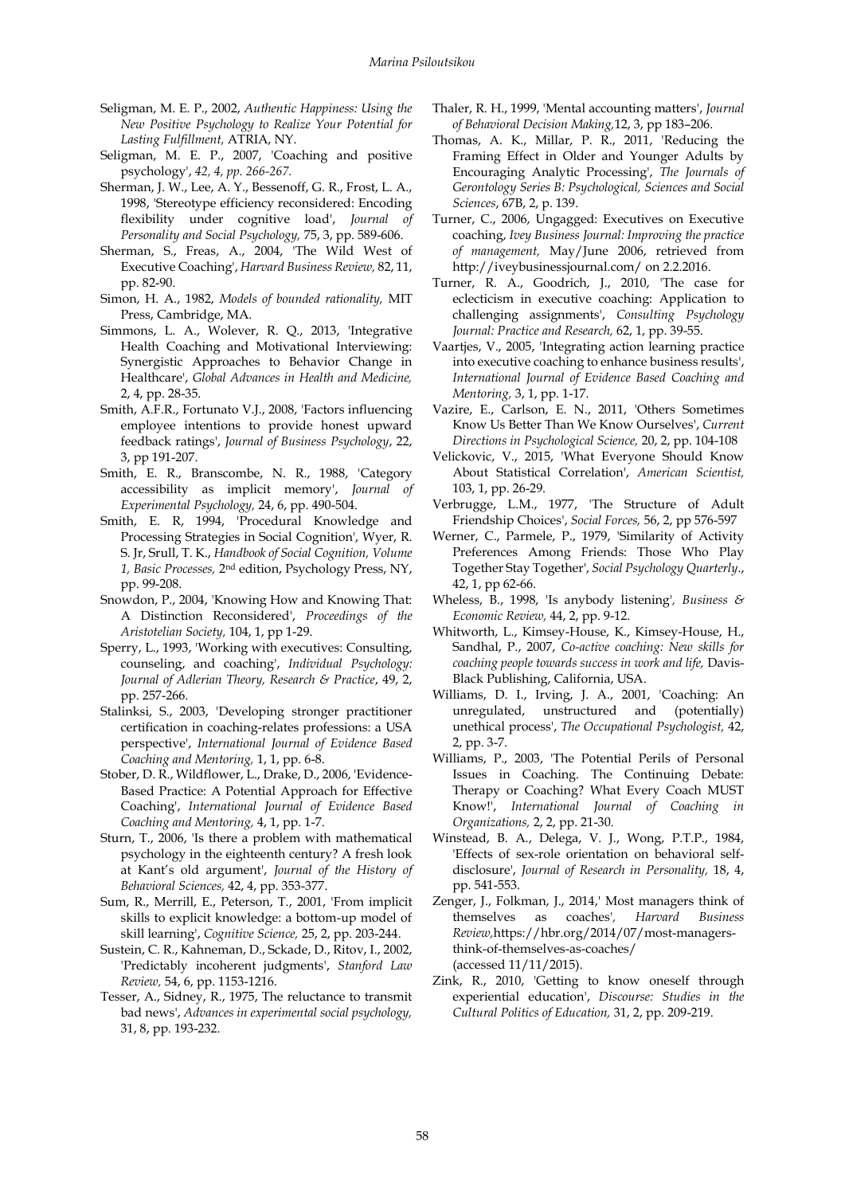Seligman, M. E. P., 2002, *Authentic Happiness: Using the New Positive Psychology to Realize Your Potential for Lasting Fulfillment,* ATRIA, NY.

Seligman, M. E. P., 2007, 'Coaching and positive psychology', *42, 4, pp. 266-267.*

Sherman, J. W., Lee, A. Y., Bessenoff, G. R., Frost, L. A., 1998, 'Stereotype efficiency reconsidered: Encoding flexibility under cognitive load', *Journal of Personality and Social Psychology,* 75, 3, pp. 589-606.

Sherman, S., Freas, A., 2004, 'The Wild West of Executive Coaching', *Harvard Business Review,* 82, 11, pp. 82-90.

Simon, H. A., 1982, *Models of bounded rationality,* MIT Press, Cambridge, MA.

Simmons, L. A., Wolever, R. Q., 2013, 'Integrative Health Coaching and Motivational Interviewing: Synergistic Approaches to Behavior Change in Healthcare', *Global Advances in Health and Medicine,* 2, 4, pp. 28-35.

Smith, A.F.R., Fortunato V.J., 2008, 'Factors influencing employee intentions to provide honest upward feedback ratings', *Journal of Business Psychology*, 22, 3, pp 191-207.

Smith, E. R., Branscombe, N. R., 1988, 'Category accessibility as implicit memory', *Journal of Experimental Psychology,* 24, 6, pp. 490-504.

Smith, E. R, 1994, 'Procedural Knowledge and Processing Strategies in Social Cognition', Wyer, R. S. Jr, Srull, T. K., *Handbook of Social Cognition, Volume 1, Basic Processes,* 2nd edition, Psychology Press, NY, pp. 99-208.

Snowdon, P., 2004, 'Knowing How and Knowing That: A Distinction Reconsidered', *Proceedings of the Aristotelian Society,* 104, 1, pp 1-29.

Sperry, L., 1993, 'Working with executives: Consulting, counseling, and coaching', *Individual Psychology: Journal of Adlerian Theory, Research & Practice*, 49, 2, pp. 257-266.

Stalinksi, S., 2003, 'Developing stronger practitioner certification in coaching-relates professions: a USA perspective', *International Journal of Evidence Based Coaching and Mentoring,* 1, 1, pp. 6-8.

Stober, D. R., Wildflower, L., Drake, D., 2006, 'Evidence-Based Practice: A Potential Approach for Effective Coaching', *International Journal of Evidence Based Coaching and Mentoring,* 4, 1, pp. 1-7.

Sturn, T., 2006, 'Is there a problem with mathematical psychology in the eighteenth century? A fresh look at Kant's old argument', *Journal of the History of Behavioral Sciences,* 42, 4, pp. 353-377.

Sum, R., Merrill, E., Peterson, T., 2001, 'From implicit skills to explicit knowledge: a bottom-up model of skill learning', *Cognitive Science,* 25, 2, pp. 203-244.

Sustein, C. R., Kahneman, D., Sckade, D., Ritov, I., 2002, 'Predictably incoherent judgments', *Stanford Law Review,* 54, 6, pp. 1153-1216.

Tesser, A., Sidney, R., 1975, The reluctance to transmit bad news', *Advances in experimental social psychology,* 31, 8, pp. 193-232.

Thaler, R. H., 1999, 'Mental accounting matters', *Journal of Behavioral Decision Making,*12, 3, pp 183–206.

Thomas, A. K., Millar, P. R., 2011, 'Reducing the Framing Effect in Older and Younger Adults by Encouraging Analytic Processing', *The Journals of Gerontology Series B: Psychological, Sciences and Social Sciences*, 67B, 2, p. 139.

Turner, C., 2006, Ungagged: Executives on Executive coaching, *Ivey Business Journal: Improving the practice of management,* May/June 2006, retrieved from http://iveybusinessjournal.com/ on 2.2.2016.

Turner, R. A., Goodrich, J., 2010, 'The case for eclecticism in executive coaching: Application to challenging assignments', *Consulting Psychology Journal: Practice and Research,* 62, 1, pp. 39-55.

Vaartjes, V., 2005, 'Integrating action learning practice into executive coaching to enhance business results', *International Journal of Evidence Based Coaching and Mentoring,* 3, 1, pp. 1-17.

Vazire, E., Carlson, E. N., 2011, 'Others Sometimes Know Us Better Than We Know Ourselves', *Current Directions in Psychological Science,* 20, 2, pp. 104-108

Velickovic, V., 2015, 'What Everyone Should Know About Statistical Correlation', *American Scientist,* 103, 1, pp. 26-29.

Verbrugge, L.M., 1977, 'The Structure of Adult Friendship Choices', *Social Forces,* 56, 2, pp 576-597

Werner, C., Parmele, P., 1979, 'Similarity of Activity Preferences Among Friends: Those Who Play Together Stay Together', *Social Psychology Quarterly*., 42, 1, pp 62-66.

Wheless, B., 1998, 'Is anybody listening'*, Business & Economic Review,* 44, 2, pp. 9-12.

Whitworth, L., Kimsey-House, K., Kimsey-House, H., Sandhal, P., 2007, *Co-active coaching: New skills for coaching people towards success in work and life,* Davis-Black Publishing, California, USA.

Williams, D. I., Irving, J. A., 2001, 'Coaching: An unregulated, unstructured and (potentially) unethical process', *The Occupational Psychologist,* 42, 2, pp. 3-7.

Williams, P., 2003, 'The Potential Perils of Personal Issues in Coaching. The Continuing Debate: Therapy or Coaching? What Every Coach MUST Know!', *International Journal of Coaching in Organizations,* 2, 2, pp. 21-30.

Winstead, B. A., Delega, V. J., Wong, P.T.P., 1984, 'Effects of sex-role orientation on behavioral self-disclosure', *Journal of Research in Personality,* 18, 4, pp. 541-553.

Zenger, J., Folkman, J., 2014,' Most managers think of themselves as coaches'*, Harvard Business Review,*https://hbr.org/2014/07/most-managers-think-of-themselves-as-coaches/ (accessed 11/11/2015).

Zink, R., 2010, 'Getting to know oneself through experiential education', *Discourse: Studies in the Cultural Politics of Education,* 31, 2, pp. 209-219.